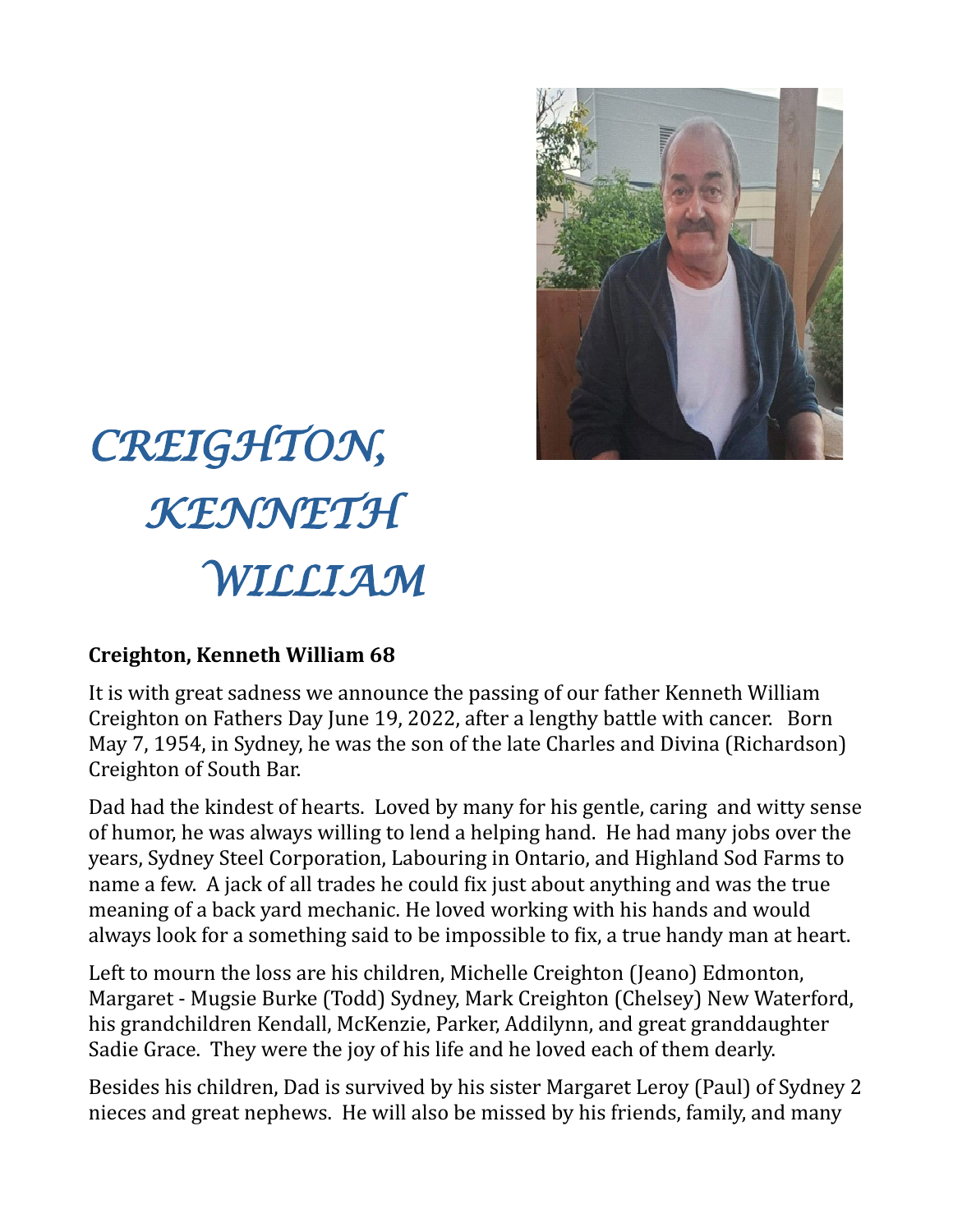# *CREIGHTON, KENNETH WILLIAM*

**Creighton, Kenneth William 68**

It is with great sadness we announce the passing of our father Kenneth William Creighton on Fathers Day June 19, 2022, after a lengthy battle with cancer. Born May 7, 1954, in Sydney, he was the son of the late Charles and Divina (Richardson) Creighton of South Bar.

Dad had the kindest of hearts. Loved by many for his gentle, caring and witty sense of humor, he was always willing to lend a helping hand. He had many jobs over the years, Sydney Steel Corporation, Labouring in Ontario, and Highland Sod Farms to name a few. A jack of all trades he could fix just about anything and was the true meaning of a back yard mechanic. He loved working with his hands and would always look for a something said to be impossible to fix, a true handy man at heart.

Left to mourn the loss are his children, Michelle Creighton (Jeano) Edmonton, Margaret - Mugsie Burke (Todd) Sydney, Mark Creighton (Chelsey) New Waterford, his grandchildren Kendall, McKenzie, Parker, Addilynn, and great granddaughter Sadie Grace. They were the joy of his life and he loved each of them dearly.

Besides his children, Dad is survived by his sister Margaret Leroy (Paul) of Sydney 2 nieces and great nephews. He will also be missed by his friends, family, and many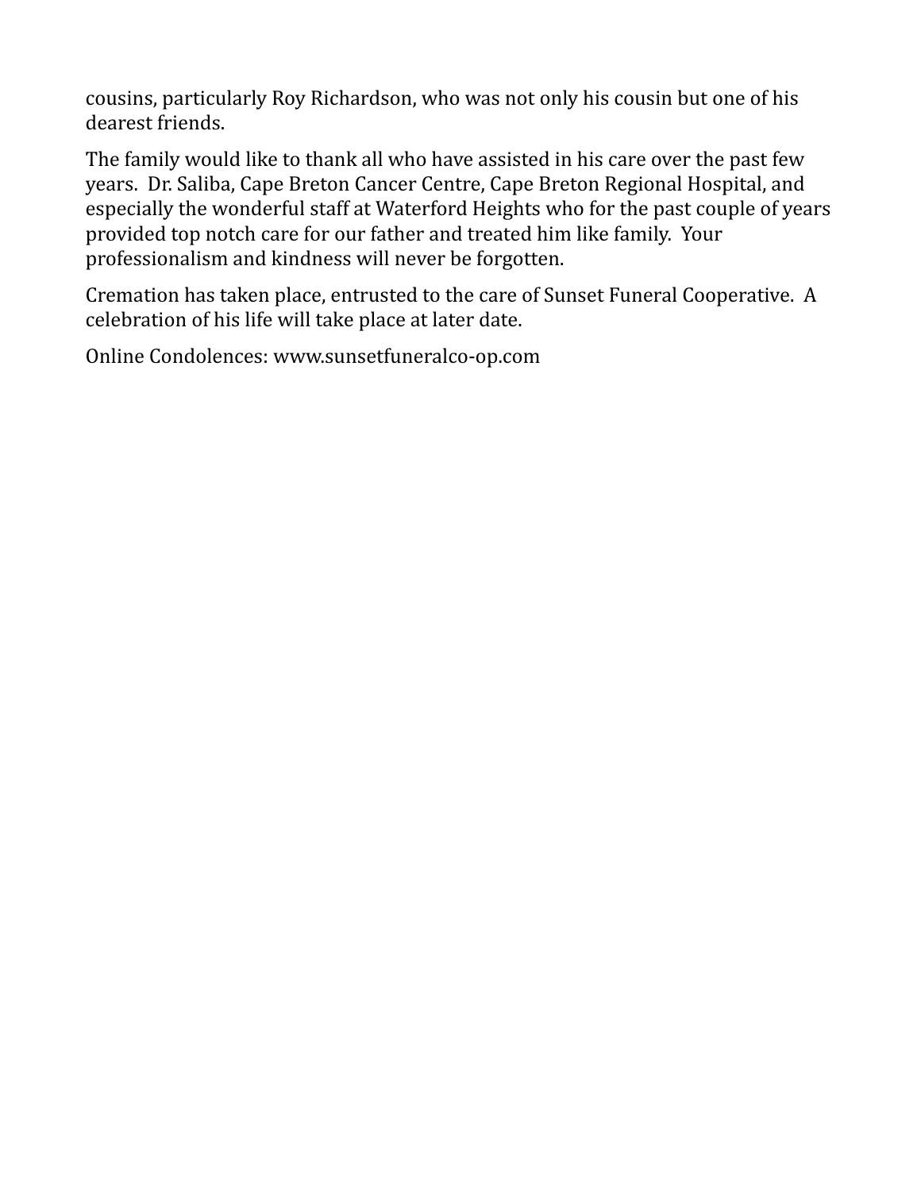cousins, particularly Roy Richardson, who was not only his cousin but one of his dearest friends.

The family would like to thank all who have assisted in his care over the past few years.  Dr. Saliba, Cape Breton Cancer Centre, Cape Breton Regional Hospital, and especially the wonderful staff at Waterford Heights who for the past couple of years provided top notch care for our father and treated him like family.  Your professionalism and kindness will never be forgotten.

Cremation has taken place, entrusted to the care of Sunset Funeral Cooperative.  A celebration of his life will take place at later date.

Online Condolences: www.sunsetfuneralco-op.com